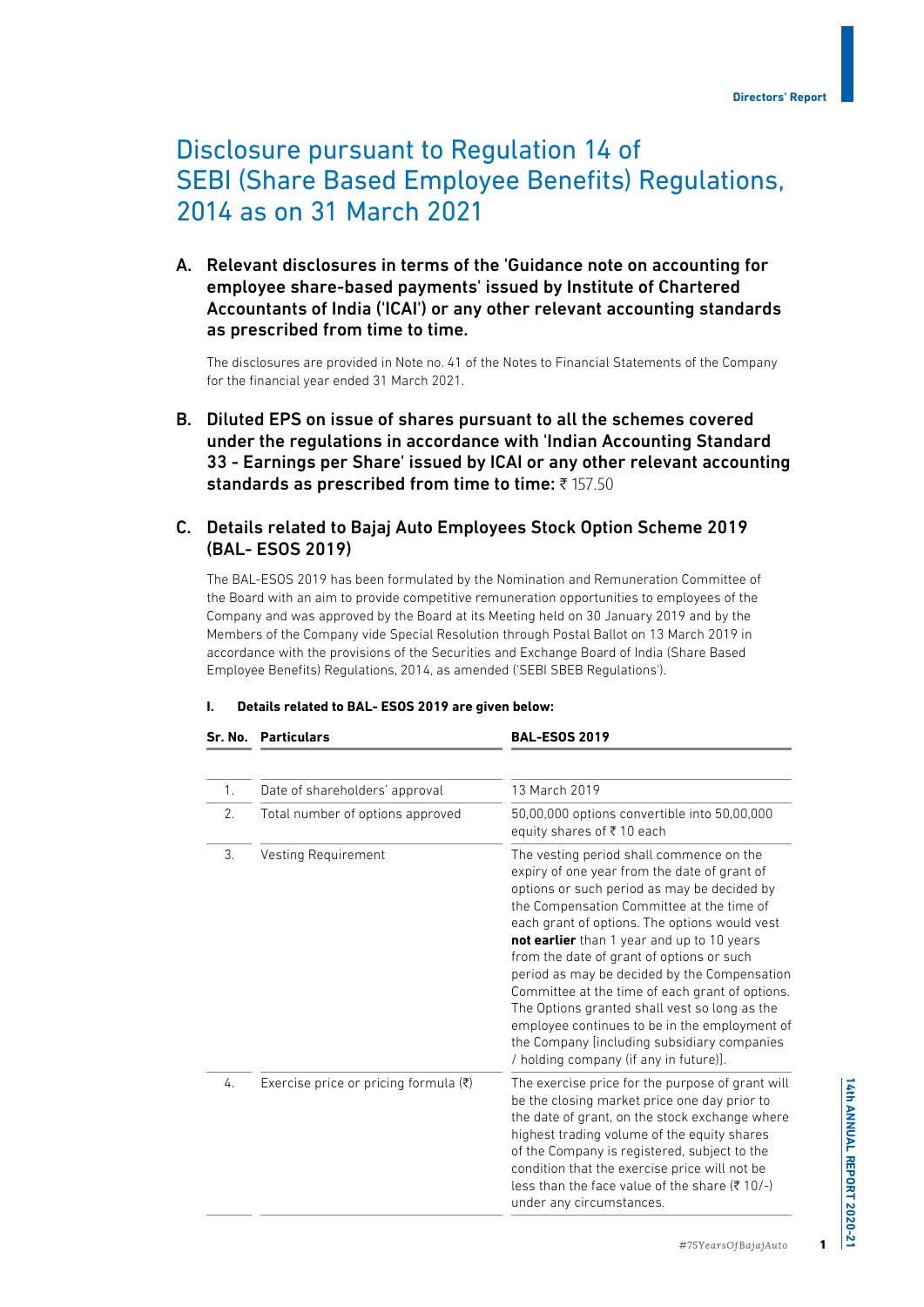# Disclosure pursuant to Regulation 14 of SEBI (Share Based Employee Benefits) Regulations, 2014 as on 31 March 2021

## A. Relevant disclosures in terms of the 'Guidance note on accounting for employee share-based payments' issued by Institute of Chartered Accountants of India ('ICAI') or any other relevant accounting standards as prescribed from time to time.

The disclosures are provided in Note no. 41 of the Notes to Financial Statements of the Company for the financial year ended 31 March 2021.

## B. Diluted EPS on issue of shares pursuant to all the schemes covered under the regulations in accordance with 'Indian Accounting Standard 33 - Earnings per Share' issued by ICAI or any other relevant accounting standards as prescribed from time to time: ₹ 157.50

## C. Details related to Bajaj Auto Employees Stock Option Scheme 2019 (BAL- ESOS 2019)

The BAL-ESOS 2019 has been formulated by the Nomination and Remuneration Committee of the Board with an aim to provide competitive remuneration opportunities to employees of the Company and was approved by the Board at its Meeting held on 30 January 2019 and by the Members of the Company vide Special Resolution through Postal Ballot on 13 March 2019 in accordance with the provisions of the Securities and Exchange Board of India (Share Based Employee Benefits) Regulations, 2014, as amended ('SEBI SBEB Regulations').

**I. Details related to BAL- ESOS 2019 are given below:**

| Sr. No. | Particulars | BAL-ESOS 2019 |
|---|---|---|
| 1. | Date of shareholders' approval | 13 March 2019 |
| 2. | Total number of options approved | 50,00,000 options convertible into 50,00,000 equity shares of ₹ 10 each |
| 3. | Vesting Requirement | The vesting period shall commence on the expiry of one year from the date of grant of options or such period as may be decided by the Compensation Committee at the time of each grant of options. The options would vest **not earlier** than 1 year and up to 10 years from the date of grant of options or such period as may be decided by the Compensation Committee at the time of each grant of options. The Options granted shall vest so long as the employee continues to be in the employment of the Company [including subsidiary companies / holding company (if any in future)]. |
| 4. | Exercise price or pricing formula (₹) | The exercise price for the purpose of grant will be the closing market price one day prior to the date of grant, on the stock exchange where highest trading volume of the equity shares of the Company is registered, subject to the condition that the exercise price will not be less than the face value of the share (₹ 10/-) under any circumstances. |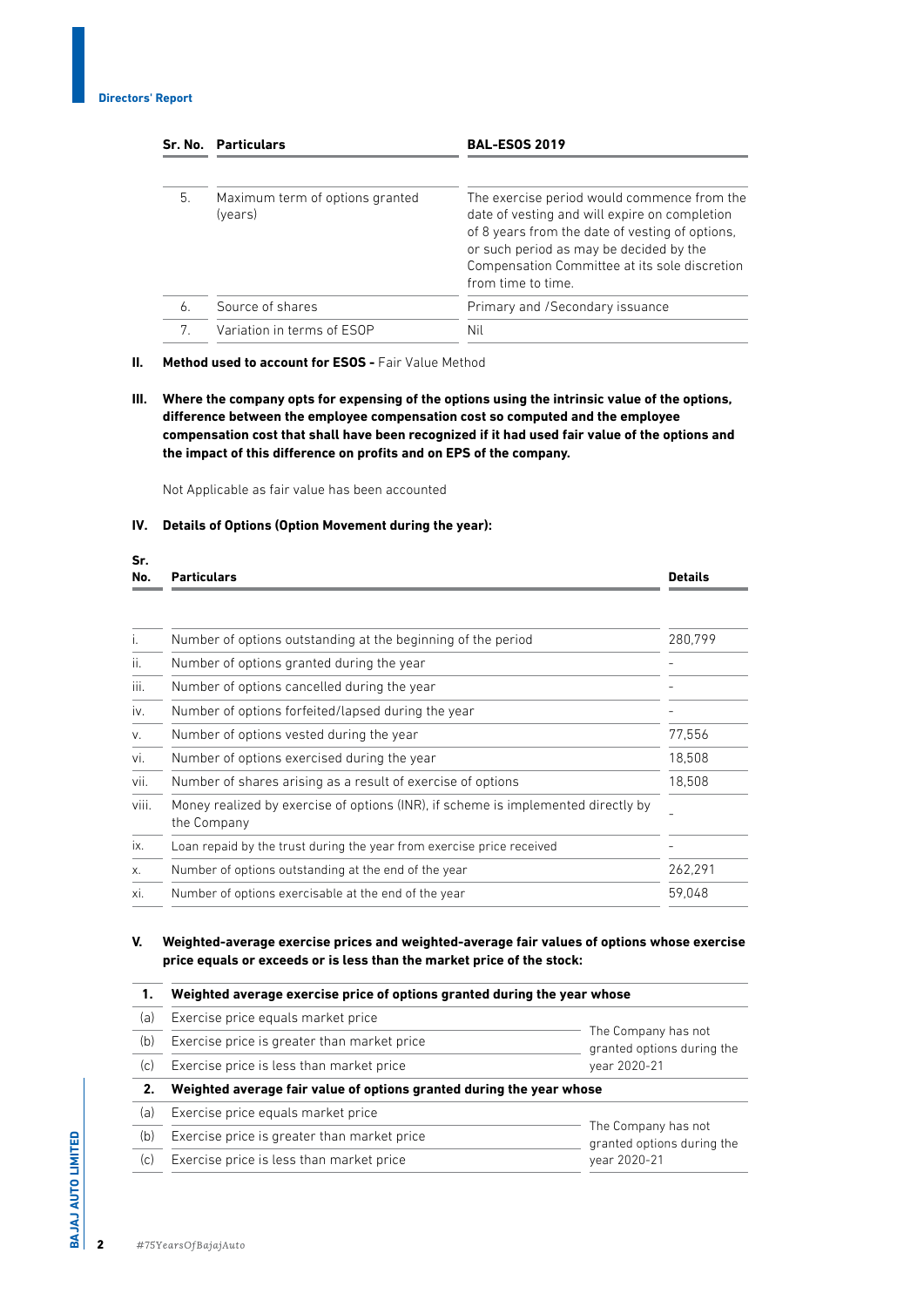| Sr. No. | Particulars | BAL-ESOS 2019 |
|---|---|---|
| 5. | Maximum term of options granted (years) | The exercise period would commence from the date of vesting and will expire on completion of 8 years from the date of vesting of options, or such period as may be decided by the Compensation Committee at its sole discretion from time to time. |
| 6. | Source of shares | Primary and /Secondary issuance |
| 7. | Variation in terms of ESOP | Nil |

**II. Method used to account for ESOS -** Fair Value Method

**III. Where the company opts for expensing of the options using the intrinsic value of the options, difference between the employee compensation cost so computed and the employee compensation cost that shall have been recognized if it had used fair value of the options and the impact of this difference on profits and on EPS of the company.**

Not Applicable as fair value has been accounted

**IV. Details of Options (Option Movement during the year):**

| Sr. No. | Particulars | Details |
|---|---|---|
| i. | Number of options outstanding at the beginning of the period | 280,799 |
| ii. | Number of options granted during the year | - |
| iii. | Number of options cancelled during the year | - |
| iv. | Number of options forfeited/lapsed during the year | - |
| v. | Number of options vested during the year | 77,556 |
| vi. | Number of options exercised during the year | 18,508 |
| vii. | Number of shares arising as a result of exercise of options | 18,508 |
| viii. | Money realized by exercise of options (INR), if scheme is implemented directly by the Company | - |
| ix. | Loan repaid by the trust during the year from exercise price received | - |
| x. | Number of options outstanding at the end of the year | 262,291 |
| xi. | Number of options exercisable at the end of the year | 59,048 |

**V. Weighted-average exercise prices and weighted-average fair values of options whose exercise price equals or exceeds or is less than the market price of the stock:**

| | | |
|---|---|---|
| **1.** | **Weighted average exercise price of options granted during the year whose** | |
| (a) | Exercise price equals market price | The Company has not granted options during the year 2020-21 |
| (b) | Exercise price is greater than market price | |
| (c) | Exercise price is less than market price | |
| **2.** | **Weighted average fair value of options granted during the year whose** | |
| (a) | Exercise price equals market price | The Company has not granted options during the year 2020-21 |
| (b) | Exercise price is greater than market price | |
| (c) | Exercise price is less than market price | |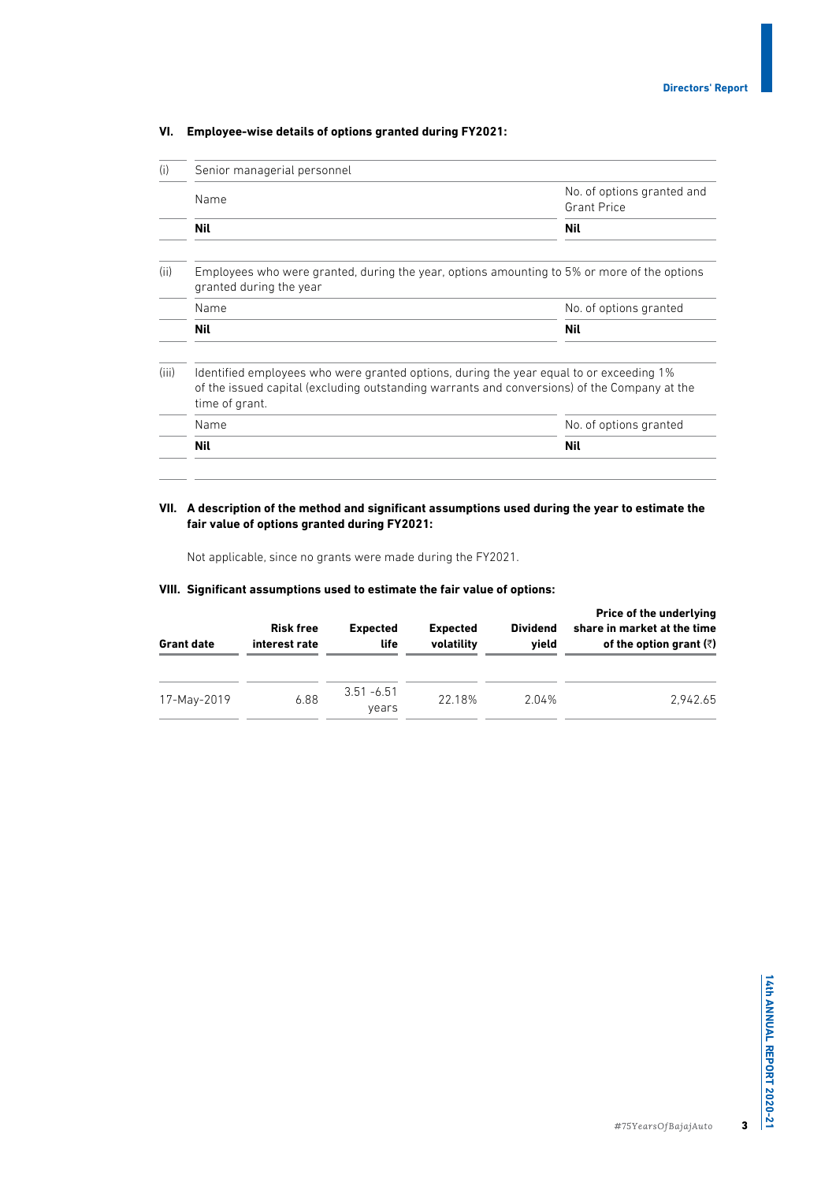## VI. Employee-wise details of options granted during FY2021:

| | | |
|---|---|---|
| (i) | Senior managerial personnel | |
| | Name | No. of options granted and Grant Price |
| | **Nil** | **Nil** |
| (ii) | Employees who were granted, during the year, options amounting to 5% or more of the options granted during the year | |
| | Name | No. of options granted |
| | **Nil** | **Nil** |
| (iii) | Identified employees who were granted options, during the year equal to or exceeding 1% of the issued capital (excluding outstanding warrants and conversions) of the Company at the time of grant. | |
| | Name | No. of options granted |
| | **Nil** | **Nil** |

## VII. A description of the method and significant assumptions used during the year to estimate the fair value of options granted during FY2021:

Not applicable, since no grants were made during the FY2021.

## VIII. Significant assumptions used to estimate the fair value of options:

| Grant date | Risk free interest rate | Expected life | Expected volatility | Dividend yield | Price of the underlying share in market at the time of the option grant (₹) |
|---|---|---|---|---|---|
| 17-May-2019 | 6.88 | 3.51 -6.51 years | 22.18% | 2.04% | 2,942.65 |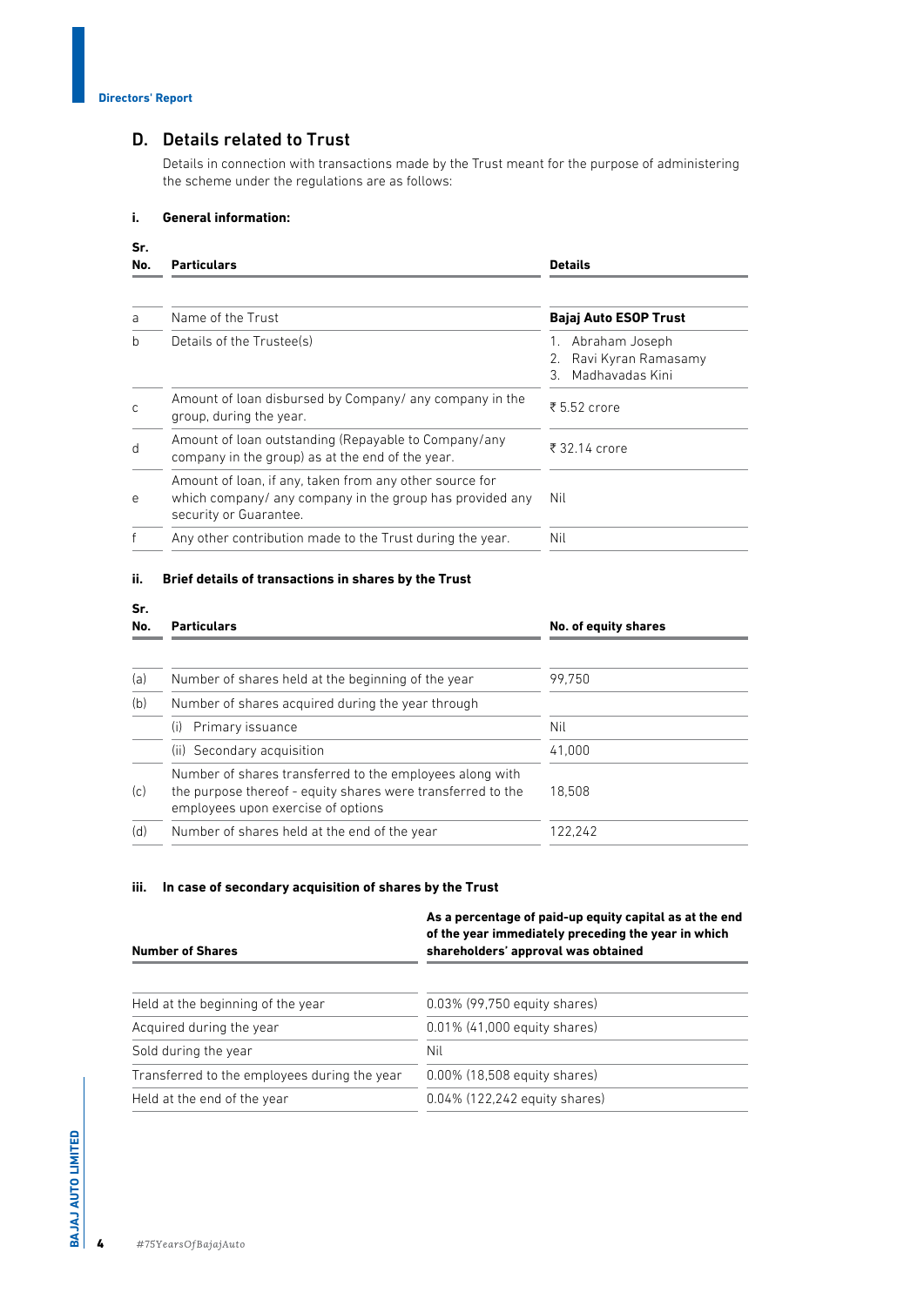## D. Details related to Trust

Details in connection with transactions made by the Trust meant for the purpose of administering the scheme under the regulations are as follows:

### i. General information:

| Sr. No. | Particulars | Details |
|---|---|---|
| a | Name of the Trust | **Bajaj Auto ESOP Trust** |
| b | Details of the Trustee(s) | 1. Abraham Joseph<br>2. Ravi Kyran Ramasamy<br>3. Madhavadas Kini |
| c | Amount of loan disbursed by Company/ any company in the group, during the year. | ₹ 5.52 crore |
| d | Amount of loan outstanding (Repayable to Company/any company in the group) as at the end of the year. | ₹ 32.14 crore |
| e | Amount of loan, if any, taken from any other source for which company/ any company in the group has provided any security or Guarantee. | Nil |
| f | Any other contribution made to the Trust during the year. | Nil |

### ii. Brief details of transactions in shares by the Trust

| Sr. No. | Particulars | No. of equity shares |
|---|---|---|
| (a) | Number of shares held at the beginning of the year | 99,750 |
| (b) | Number of shares acquired during the year through | |
| | (i) Primary issuance | Nil |
| | (ii) Secondary acquisition | 41,000 |
| (c) | Number of shares transferred to the employees along with the purpose thereof - equity shares were transferred to the employees upon exercise of options | 18,508 |
| (d) | Number of shares held at the end of the year | 122,242 |

### iii. In case of secondary acquisition of shares by the Trust

| Number of Shares | As a percentage of paid-up equity capital as at the end of the year immediately preceding the year in which shareholders' approval was obtained |
|---|---|
| Held at the beginning of the year | 0.03% (99,750 equity shares) |
| Acquired during the year | 0.01% (41,000 equity shares) |
| Sold during the year | Nil |
| Transferred to the employees during the year | 0.00% (18,508 equity shares) |
| Held at the end of the year | 0.04% (122,242 equity shares) |